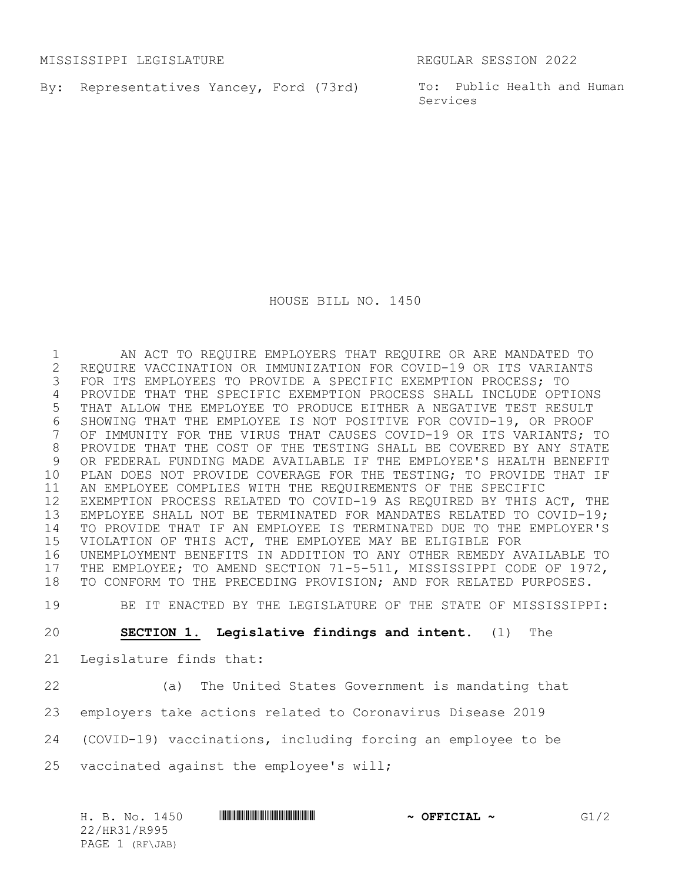MISSISSIPPI LEGISLATURE REGULAR SESSION 2022

By: Representatives Yancey, Ford (73rd)

To: Public Health and Human Services

# HOUSE BILL NO. 1450

AN ACT TO REQUIRE EMPLOYERS THAT REQUIRE OR ARE MANDATED TO REQUIRE VACCINATION OR IMMUNIZATION FOR COVID-19 OR ITS VARIANTS FOR ITS EMPLOYEES TO PROVIDE A SPECIFIC EXEMPTION PROCESS; TO PROVIDE THAT THE SPECIFIC EXEMPTION PROCESS SHALL INCLUDE OPTIONS THAT ALLOW THE EMPLOYEE TO PRODUCE EITHER A NEGATIVE TEST RESULT SHOWING THAT THE EMPLOYEE IS NOT POSITIVE FOR COVID-19, OR PROOF OF IMMUNITY FOR THE VIRUS THAT CAUSES COVID-19 OR ITS VARIANTS; TO PROVIDE THAT THE COST OF THE TESTING SHALL BE COVERED BY ANY STATE OR FEDERAL FUNDING MADE AVAILABLE IF THE EMPLOYEE'S HEALTH BENEFIT PLAN DOES NOT PROVIDE COVERAGE FOR THE TESTING; TO PROVIDE THAT IF AN EMPLOYEE COMPLIES WITH THE REQUIREMENTS OF THE SPECIFIC EXEMPTION PROCESS RELATED TO COVID-19 AS REQUIRED BY THIS ACT, THE EMPLOYEE SHALL NOT BE TERMINATED FOR MANDATES RELATED TO COVID-19; TO PROVIDE THAT IF AN EMPLOYEE IS TERMINATED DUE TO THE EMPLOYER'S VIOLATION OF THIS ACT, THE EMPLOYEE MAY BE ELIGIBLE FOR UNEMPLOYMENT BENEFITS IN ADDITION TO ANY OTHER REMEDY AVAILABLE TO THE EMPLOYEE; TO AMEND SECTION 71-5-511, MISSISSIPPI CODE OF 1972, TO CONFORM TO THE PRECEDING PROVISION; AND FOR RELATED PURPOSES.

BE IT ENACTED BY THE LEGISLATURE OF THE STATE OF MISSISSIPPI:

**SECTION 1.** **Legislative findings and intent.** (1) The Legislature finds that:

(a) The United States Government is mandating that employers take actions related to Coronavirus Disease 2019 (COVID-19) vaccinations, including forcing an employee to be vaccinated against the employee's will;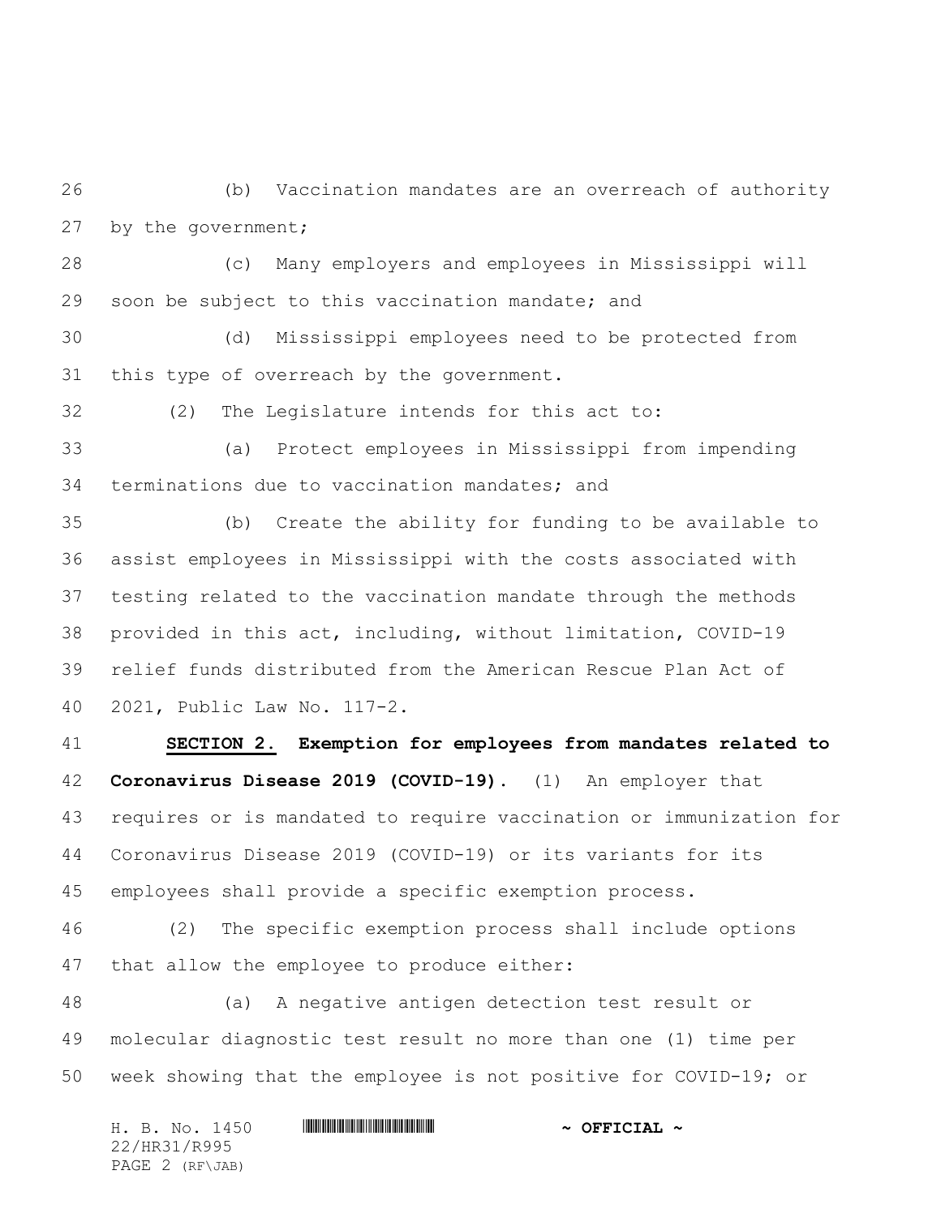(b) Vaccination mandates are an overreach of authority by the government;

(c) Many employers and employees in Mississippi will soon be subject to this vaccination mandate; and

(d) Mississippi employees need to be protected from this type of overreach by the government.

(2) The Legislature intends for this act to:

(a) Protect employees in Mississippi from impending terminations due to vaccination mandates; and

(b) Create the ability for funding to be available to assist employees in Mississippi with the costs associated with testing related to the vaccination mandate through the methods provided in this act, including, without limitation, COVID-19 relief funds distributed from the American Rescue Plan Act of 2021, Public Law No. 117-2.

**SECTION 2. Exemption for employees from mandates related to Coronavirus Disease 2019 (COVID-19).** (1) An employer that requires or is mandated to require vaccination or immunization for Coronavirus Disease 2019 (COVID-19) or its variants for its employees shall provide a specific exemption process.

(2) The specific exemption process shall include options that allow the employee to produce either:

(a) A negative antigen detection test result or molecular diagnostic test result no more than one (1) time per week showing that the employee is not positive for COVID-19; or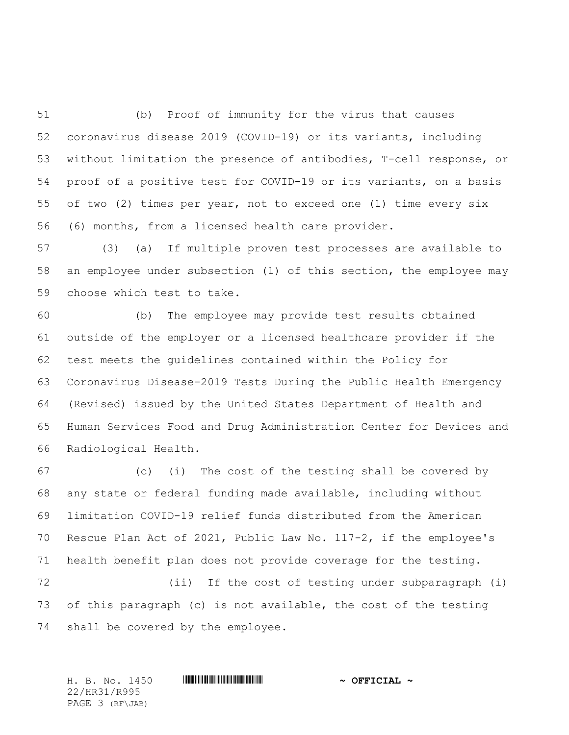(b) Proof of immunity for the virus that causes coronavirus disease 2019 (COVID-19) or its variants, including without limitation the presence of antibodies, T-cell response, or proof of a positive test for COVID-19 or its variants, on a basis of two (2) times per year, not to exceed one (1) time every six (6) months, from a licensed health care provider.

(3) (a) If multiple proven test processes are available to an employee under subsection (1) of this section, the employee may choose which test to take.

(b) The employee may provide test results obtained outside of the employer or a licensed healthcare provider if the test meets the guidelines contained within the Policy for Coronavirus Disease-2019 Tests During the Public Health Emergency (Revised) issued by the United States Department of Health and Human Services Food and Drug Administration Center for Devices and Radiological Health.

(c) (i) The cost of the testing shall be covered by any state or federal funding made available, including without limitation COVID-19 relief funds distributed from the American Rescue Plan Act of 2021, Public Law No. 117-2, if the employee's health benefit plan does not provide coverage for the testing.

(ii) If the cost of testing under subparagraph (i) of this paragraph (c) is not available, the cost of the testing shall be covered by the employee.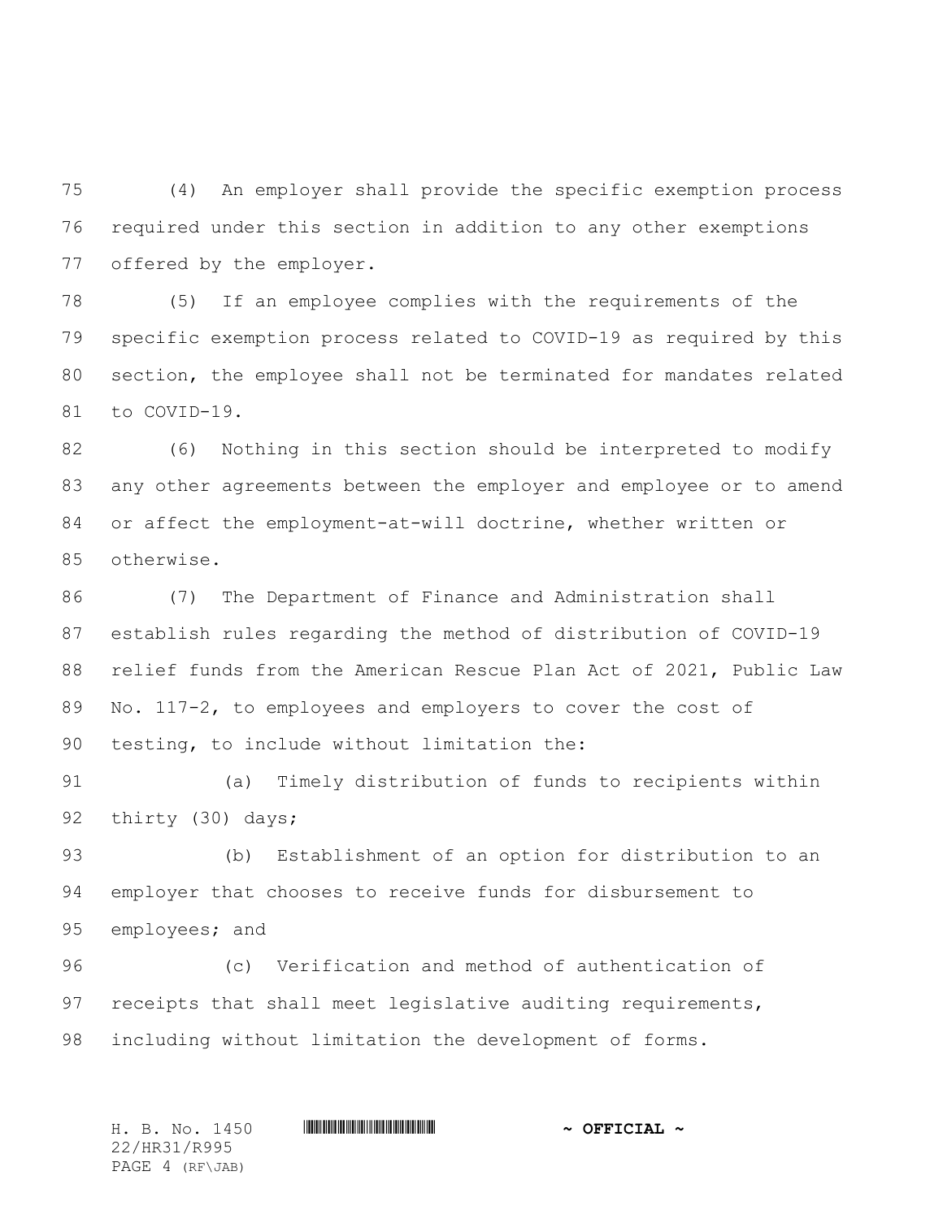(4) An employer shall provide the specific exemption process required under this section in addition to any other exemptions offered by the employer.

(5) If an employee complies with the requirements of the specific exemption process related to COVID-19 as required by this section, the employee shall not be terminated for mandates related to COVID-19.

(6) Nothing in this section should be interpreted to modify any other agreements between the employer and employee or to amend or affect the employment-at-will doctrine, whether written or otherwise.

(7) The Department of Finance and Administration shall establish rules regarding the method of distribution of COVID-19 relief funds from the American Rescue Plan Act of 2021, Public Law No. 117-2, to employees and employers to cover the cost of testing, to include without limitation the:

(a) Timely distribution of funds to recipients within thirty (30) days;

(b) Establishment of an option for distribution to an employer that chooses to receive funds for disbursement to employees; and

(c) Verification and method of authentication of receipts that shall meet legislative auditing requirements, including without limitation the development of forms.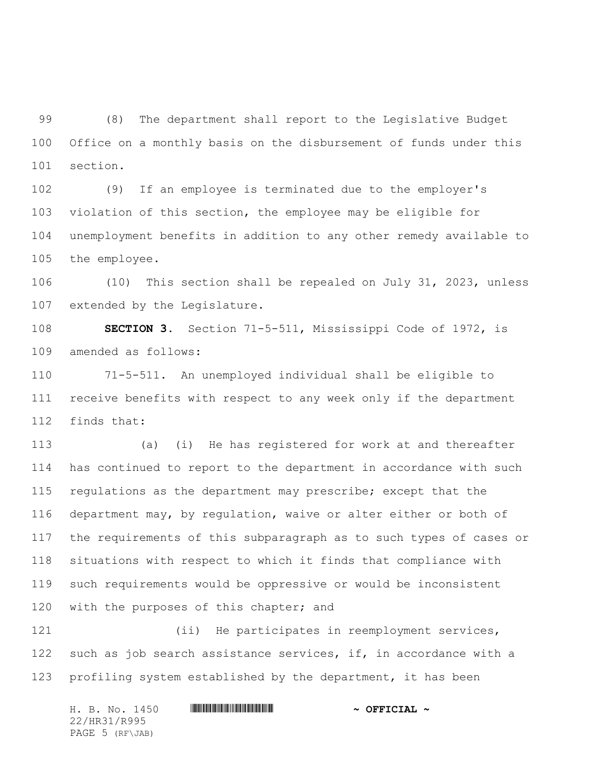(8) The department shall report to the Legislative Budget Office on a monthly basis on the disbursement of funds under this section.

(9) If an employee is terminated due to the employer's violation of this section, the employee may be eligible for unemployment benefits in addition to any other remedy available to the employee.

(10) This section shall be repealed on July 31, 2023, unless extended by the Legislature.

**SECTION 3.** Section 71-5-511, Mississippi Code of 1972, is amended as follows:

71-5-511. An unemployed individual shall be eligible to receive benefits with respect to any week only if the department finds that:

(a) (i) He has registered for work at and thereafter has continued to report to the department in accordance with such regulations as the department may prescribe; except that the department may, by regulation, waive or alter either or both of the requirements of this subparagraph as to such types of cases or situations with respect to which it finds that compliance with such requirements would be oppressive or would be inconsistent with the purposes of this chapter; and

(ii) He participates in reemployment services, such as job search assistance services, if, in accordance with a profiling system established by the department, it has been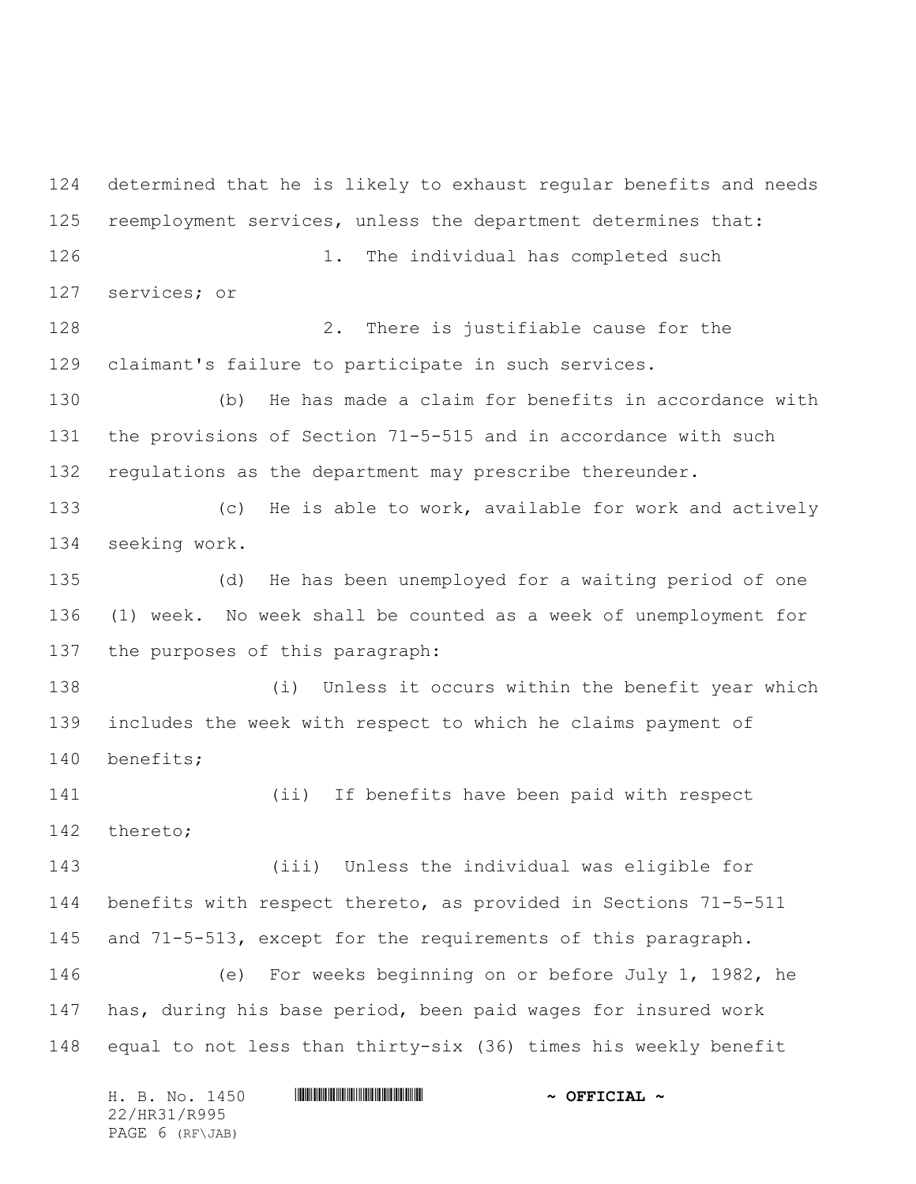determined that he is likely to exhaust regular benefits and needs reemployment services, unless the department determines that:

1. The individual has completed such services; or

2. There is justifiable cause for the claimant's failure to participate in such services.

(b) He has made a claim for benefits in accordance with the provisions of Section 71-5-515 and in accordance with such regulations as the department may prescribe thereunder.

(c) He is able to work, available for work and actively seeking work.

(d) He has been unemployed for a waiting period of one (1) week. No week shall be counted as a week of unemployment for the purposes of this paragraph:

(i) Unless it occurs within the benefit year which includes the week with respect to which he claims payment of benefits;

(ii) If benefits have been paid with respect thereto;

(iii) Unless the individual was eligible for benefits with respect thereto, as provided in Sections 71-5-511 and 71-5-513, except for the requirements of this paragraph.

(e) For weeks beginning on or before July 1, 1982, he has, during his base period, been paid wages for insured work equal to not less than thirty-six (36) times his weekly benefit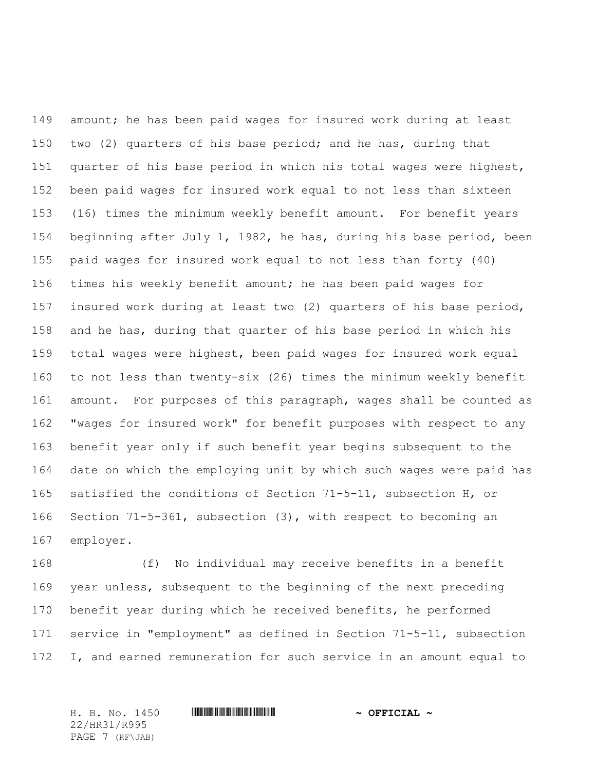amount; he has been paid wages for insured work during at least two (2) quarters of his base period; and he has, during that quarter of his base period in which his total wages were highest, been paid wages for insured work equal to not less than sixteen (16) times the minimum weekly benefit amount. For benefit years beginning after July 1, 1982, he has, during his base period, been paid wages for insured work equal to not less than forty (40) times his weekly benefit amount; he has been paid wages for insured work during at least two (2) quarters of his base period, and he has, during that quarter of his base period in which his total wages were highest, been paid wages for insured work equal to not less than twenty-six (26) times the minimum weekly benefit amount. For purposes of this paragraph, wages shall be counted as "wages for insured work" for benefit purposes with respect to any benefit year only if such benefit year begins subsequent to the date on which the employing unit by which such wages were paid has satisfied the conditions of Section 71-5-11, subsection H, or Section 71-5-361, subsection (3), with respect to becoming an employer.

(f) No individual may receive benefits in a benefit year unless, subsequent to the beginning of the next preceding benefit year during which he received benefits, he performed service in "employment" as defined in Section 71-5-11, subsection I, and earned remuneration for such service in an amount equal to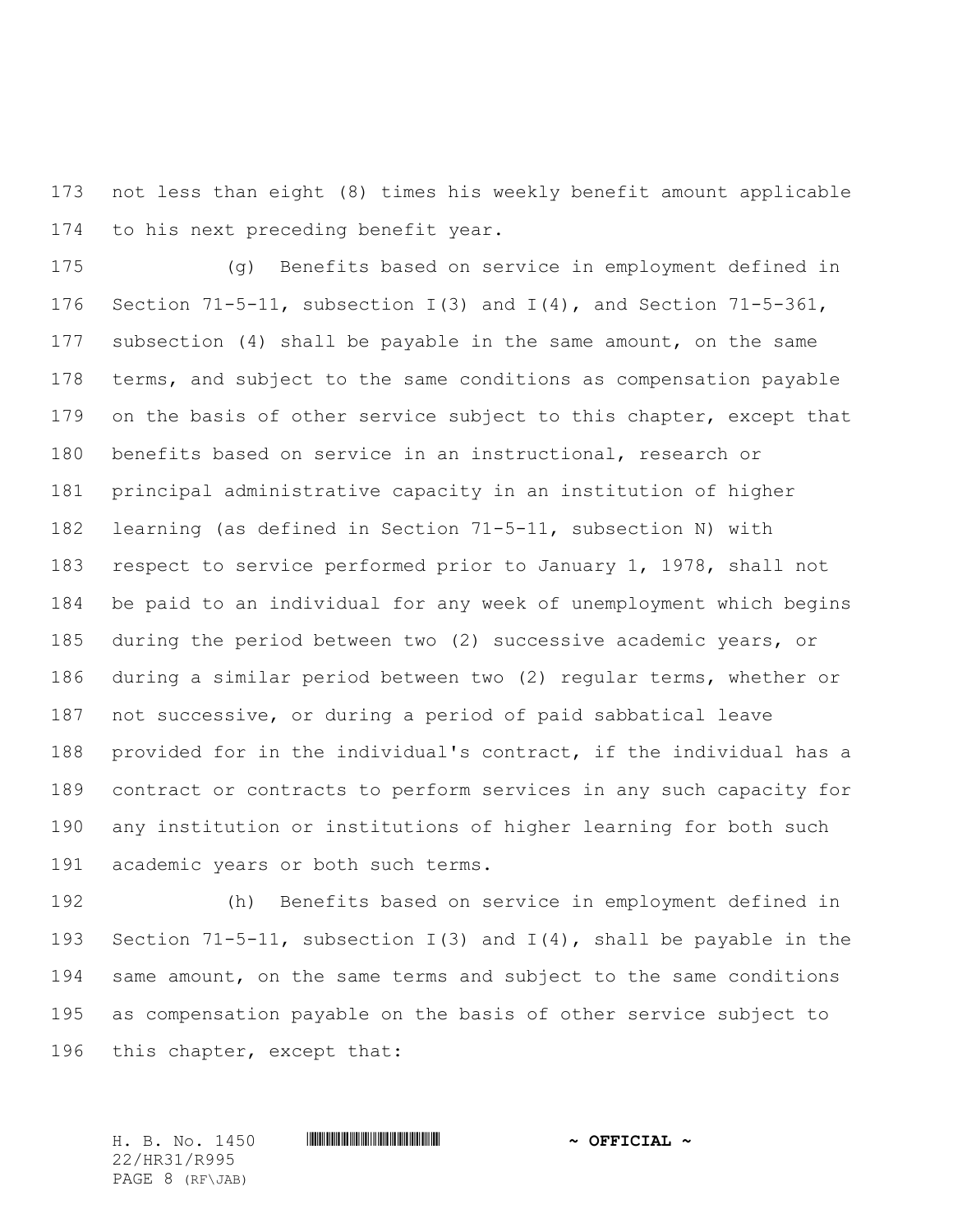not less than eight (8) times his weekly benefit amount applicable to his next preceding benefit year.

(g) Benefits based on service in employment defined in Section 71-5-11, subsection I(3) and I(4), and Section 71-5-361, subsection (4) shall be payable in the same amount, on the same terms, and subject to the same conditions as compensation payable on the basis of other service subject to this chapter, except that benefits based on service in an instructional, research or principal administrative capacity in an institution of higher learning (as defined in Section 71-5-11, subsection N) with respect to service performed prior to January 1, 1978, shall not be paid to an individual for any week of unemployment which begins during the period between two (2) successive academic years, or during a similar period between two (2) regular terms, whether or not successive, or during a period of paid sabbatical leave provided for in the individual's contract, if the individual has a contract or contracts to perform services in any such capacity for any institution or institutions of higher learning for both such academic years or both such terms.

(h) Benefits based on service in employment defined in Section 71-5-11, subsection I(3) and I(4), shall be payable in the same amount, on the same terms and subject to the same conditions as compensation payable on the basis of other service subject to this chapter, except that: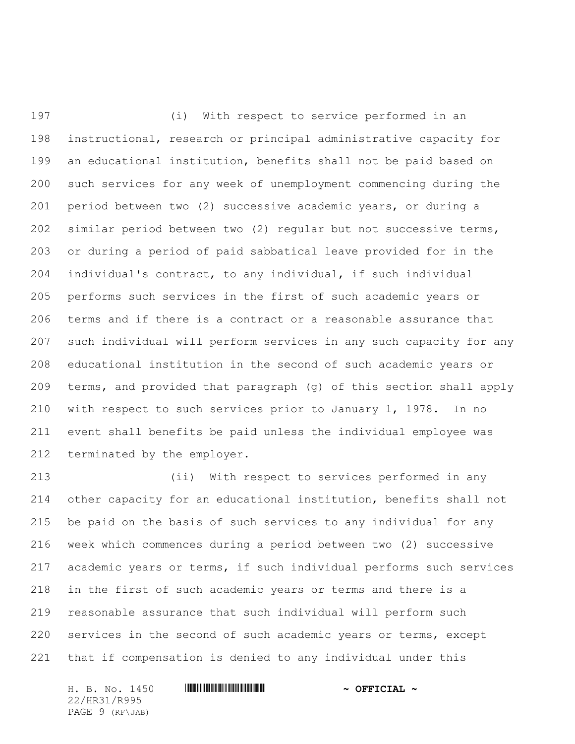(i) With respect to service performed in an instructional, research or principal administrative capacity for an educational institution, benefits shall not be paid based on such services for any week of unemployment commencing during the period between two (2) successive academic years, or during a similar period between two (2) regular but not successive terms, or during a period of paid sabbatical leave provided for in the individual's contract, to any individual, if such individual performs such services in the first of such academic years or terms and if there is a contract or a reasonable assurance that such individual will perform services in any such capacity for any educational institution in the second of such academic years or terms, and provided that paragraph (g) of this section shall apply with respect to such services prior to January 1, 1978. In no event shall benefits be paid unless the individual employee was terminated by the employer.

(ii) With respect to services performed in any other capacity for an educational institution, benefits shall not be paid on the basis of such services to any individual for any week which commences during a period between two (2) successive academic years or terms, if such individual performs such services in the first of such academic years or terms and there is a reasonable assurance that such individual will perform such services in the second of such academic years or terms, except that if compensation is denied to any individual under this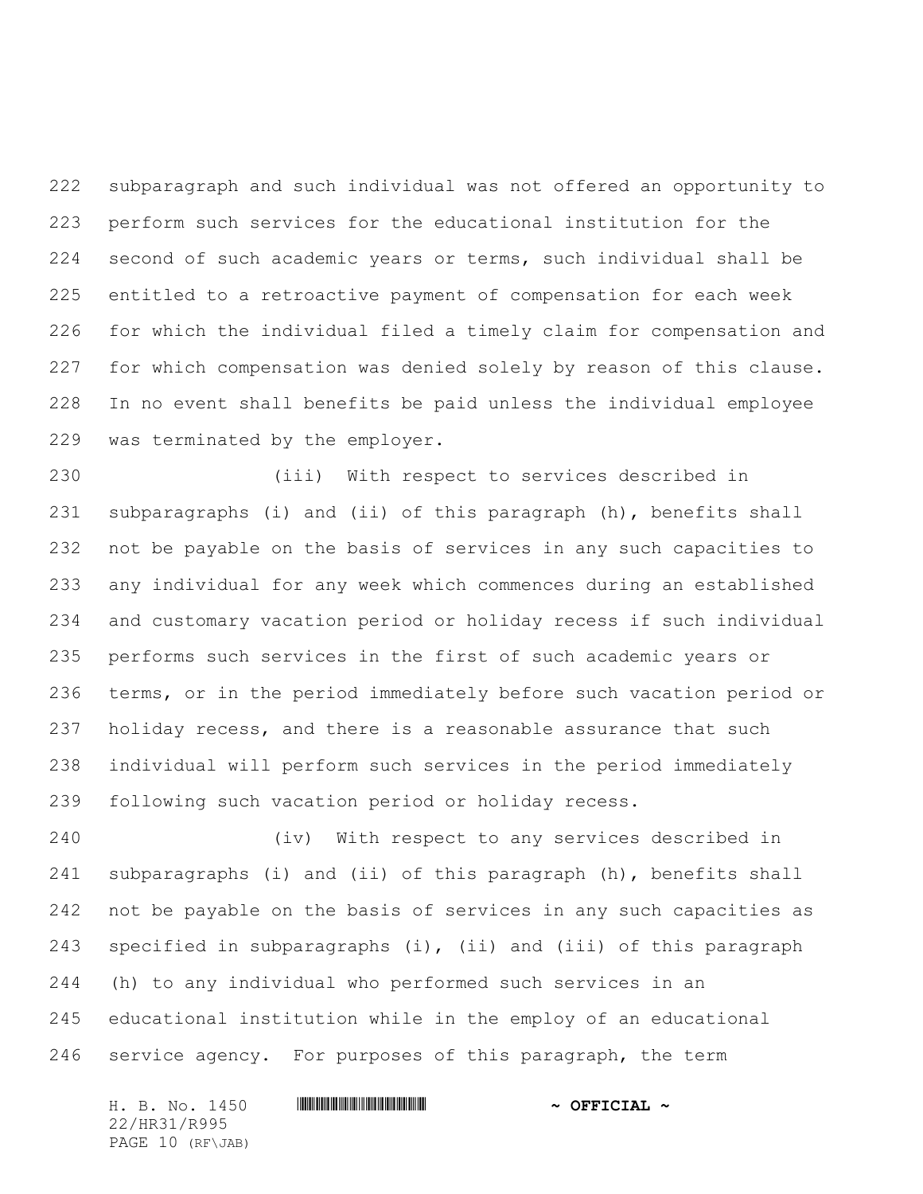subparagraph and such individual was not offered an opportunity to perform such services for the educational institution for the second of such academic years or terms, such individual shall be entitled to a retroactive payment of compensation for each week for which the individual filed a timely claim for compensation and for which compensation was denied solely by reason of this clause. In no event shall benefits be paid unless the individual employee was terminated by the employer.

(iii) With respect to services described in subparagraphs (i) and (ii) of this paragraph (h), benefits shall not be payable on the basis of services in any such capacities to any individual for any week which commences during an established and customary vacation period or holiday recess if such individual performs such services in the first of such academic years or terms, or in the period immediately before such vacation period or holiday recess, and there is a reasonable assurance that such individual will perform such services in the period immediately following such vacation period or holiday recess.

(iv) With respect to any services described in subparagraphs (i) and (ii) of this paragraph (h), benefits shall not be payable on the basis of services in any such capacities as specified in subparagraphs (i), (ii) and (iii) of this paragraph (h) to any individual who performed such services in an educational institution while in the employ of an educational service agency. For purposes of this paragraph, the term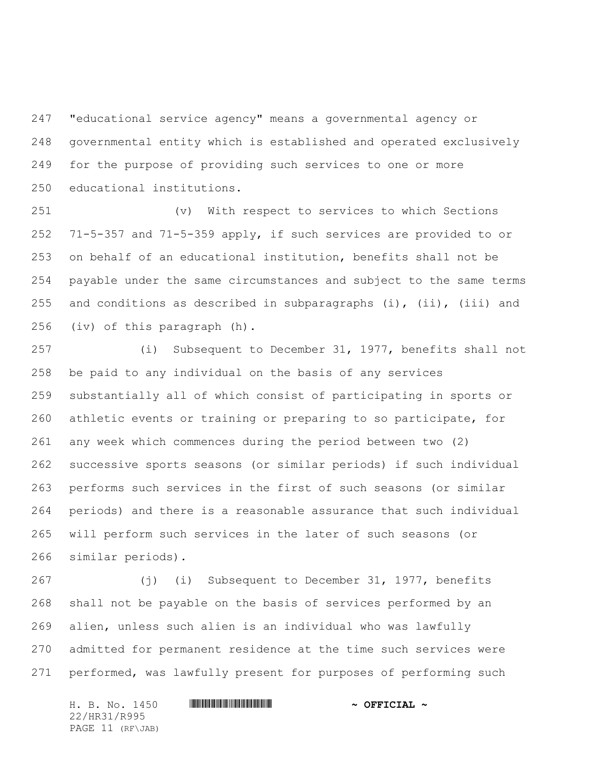"educational service agency" means a governmental agency or governmental entity which is established and operated exclusively for the purpose of providing such services to one or more educational institutions.

(v) With respect to services to which Sections 71-5-357 and 71-5-359 apply, if such services are provided to or on behalf of an educational institution, benefits shall not be payable under the same circumstances and subject to the same terms and conditions as described in subparagraphs (i), (ii), (iii) and (iv) of this paragraph (h).

(i) Subsequent to December 31, 1977, benefits shall not be paid to any individual on the basis of any services substantially all of which consist of participating in sports or athletic events or training or preparing to so participate, for any week which commences during the period between two (2) successive sports seasons (or similar periods) if such individual performs such services in the first of such seasons (or similar periods) and there is a reasonable assurance that such individual will perform such services in the later of such seasons (or similar periods).

(j) (i) Subsequent to December 31, 1977, benefits shall not be payable on the basis of services performed by an alien, unless such alien is an individual who was lawfully admitted for permanent residence at the time such services were performed, was lawfully present for purposes of performing such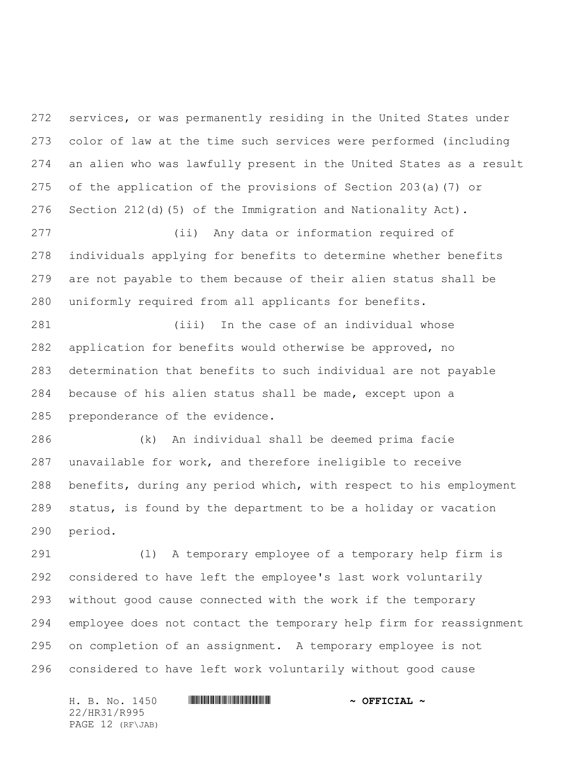services, or was permanently residing in the United States under color of law at the time such services were performed (including an alien who was lawfully present in the United States as a result of the application of the provisions of Section 203(a)(7) or Section 212(d)(5) of the Immigration and Nationality Act).

(ii) Any data or information required of individuals applying for benefits to determine whether benefits are not payable to them because of their alien status shall be uniformly required from all applicants for benefits.

(iii) In the case of an individual whose application for benefits would otherwise be approved, no determination that benefits to such individual are not payable because of his alien status shall be made, except upon a preponderance of the evidence.

(k) An individual shall be deemed prima facie unavailable for work, and therefore ineligible to receive benefits, during any period which, with respect to his employment status, is found by the department to be a holiday or vacation period.

(l) A temporary employee of a temporary help firm is considered to have left the employee's last work voluntarily without good cause connected with the work if the temporary employee does not contact the temporary help firm for reassignment on completion of an assignment. A temporary employee is not considered to have left work voluntarily without good cause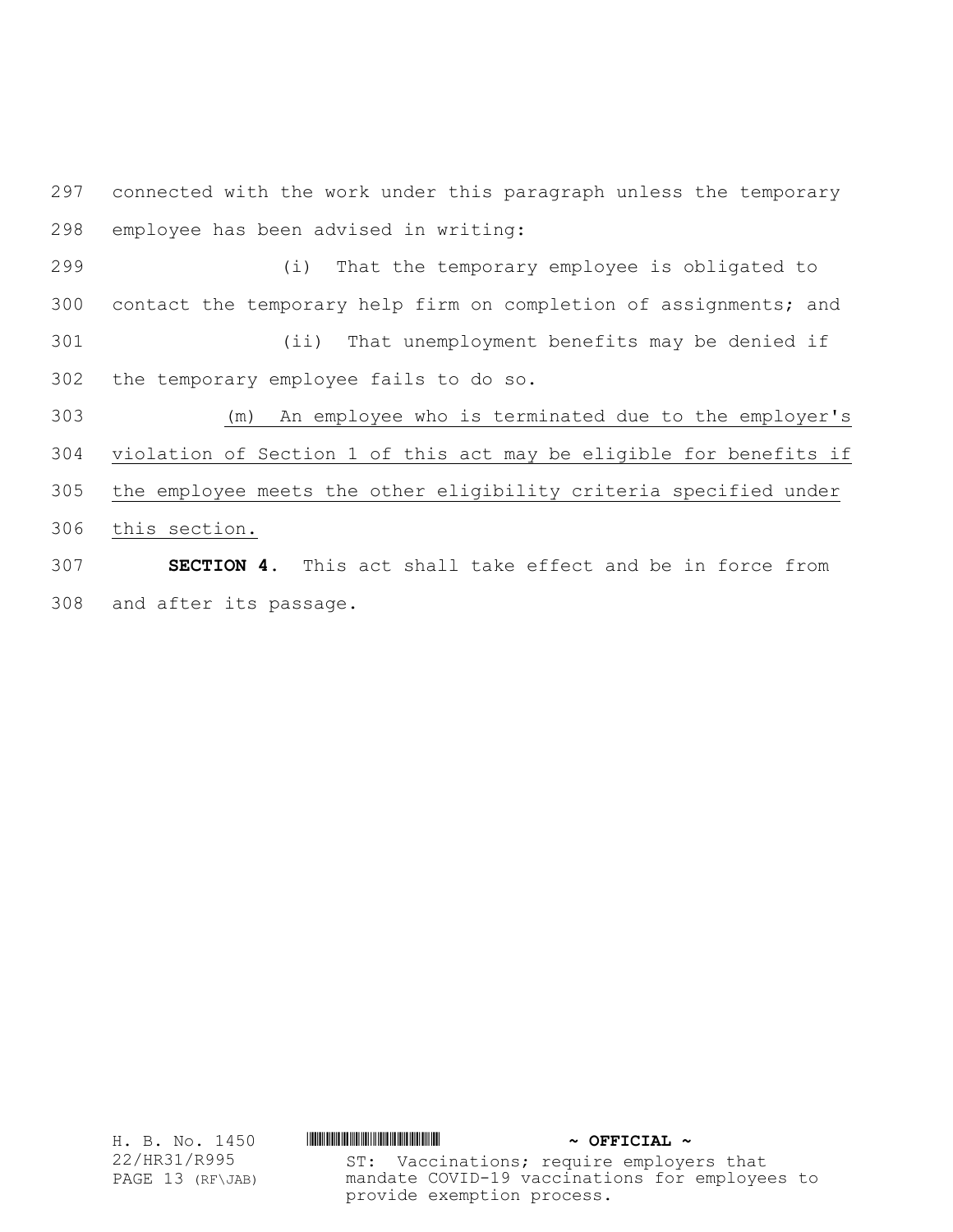connected with the work under this paragraph unless the temporary employee has been advised in writing:

(i) That the temporary employee is obligated to contact the temporary help firm on completion of assignments; and

(ii) That unemployment benefits may be denied if the temporary employee fails to do so.

(m) An employee who is terminated due to the employer's violation of Section 1 of this act may be eligible for benefits if the employee meets the other eligibility criteria specified under this section.

**SECTION 4.** This act shall take effect and be in force from and after its passage.